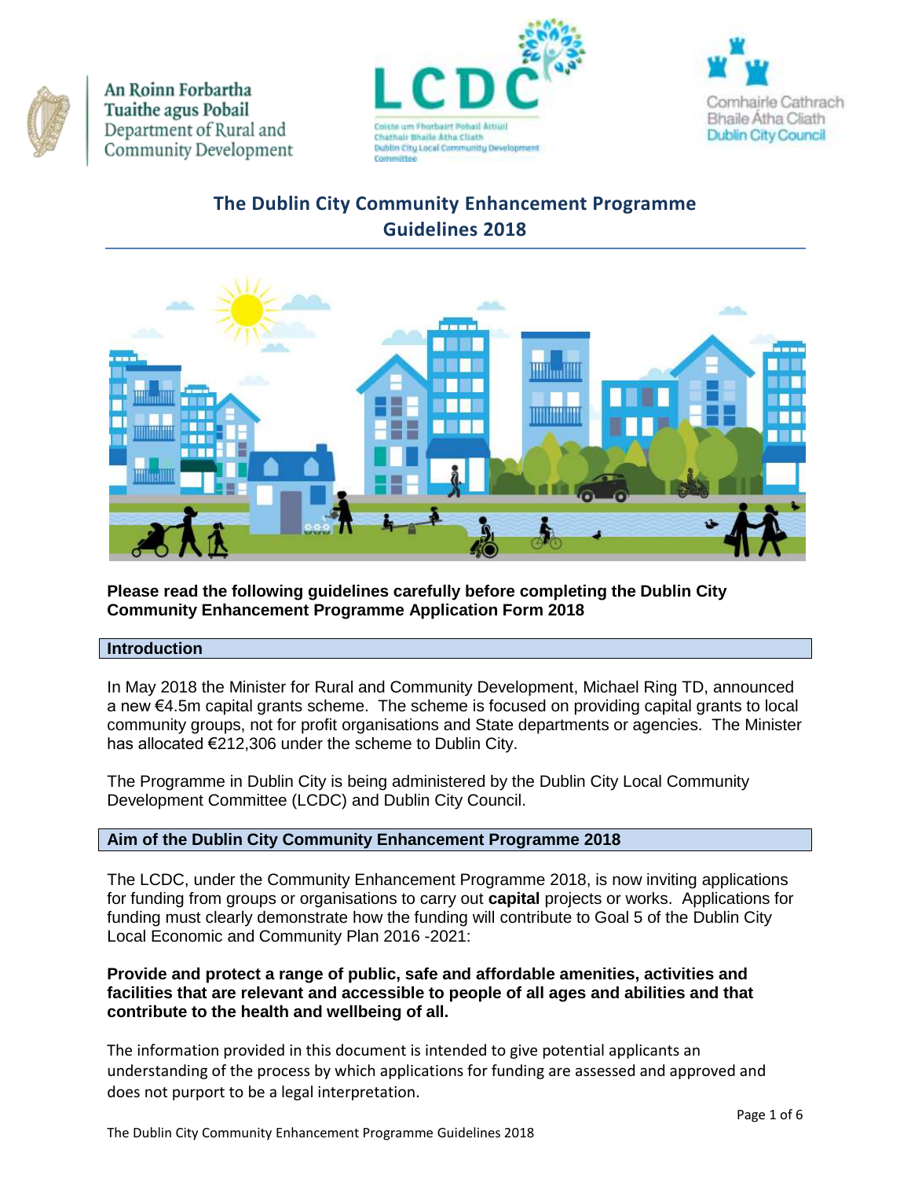An Roinn Forbartha Tuaithe agus Pobail
Department of Rural and Community Development

LCDC
Coiste um Fhorbairt Pobail Áitiúil Chathair Bhaile Átha Cliath
Dublin City Local Community Development Committee

Comhairle Cathrach Bhaile Átha Cliath
Dublin City Council

# The Dublin City Community Enhancement Programme Guidelines 2018

**Please read the following guidelines carefully before completing the Dublin City Community Enhancement Programme Application Form 2018**

## Introduction

In May 2018 the Minister for Rural and Community Development, Michael Ring TD, announced a new €4.5m capital grants scheme. The scheme is focused on providing capital grants to local community groups, not for profit organisations and State departments or agencies. The Minister has allocated €212,306 under the scheme to Dublin City.

The Programme in Dublin City is being administered by the Dublin City Local Community Development Committee (LCDC) and Dublin City Council.

## Aim of the Dublin City Community Enhancement Programme 2018

The LCDC, under the Community Enhancement Programme 2018, is now inviting applications for funding from groups or organisations to carry out **capital** projects or works. Applications for funding must clearly demonstrate how the funding will contribute to Goal 5 of the Dublin City Local Economic and Community Plan 2016 -2021:

**Provide and protect a range of public, safe and affordable amenities, activities and facilities that are relevant and accessible to people of all ages and abilities and that contribute to the health and wellbeing of all.**

The information provided in this document is intended to give potential applicants an understanding of the process by which applications for funding are assessed and approved and does not purport to be a legal interpretation.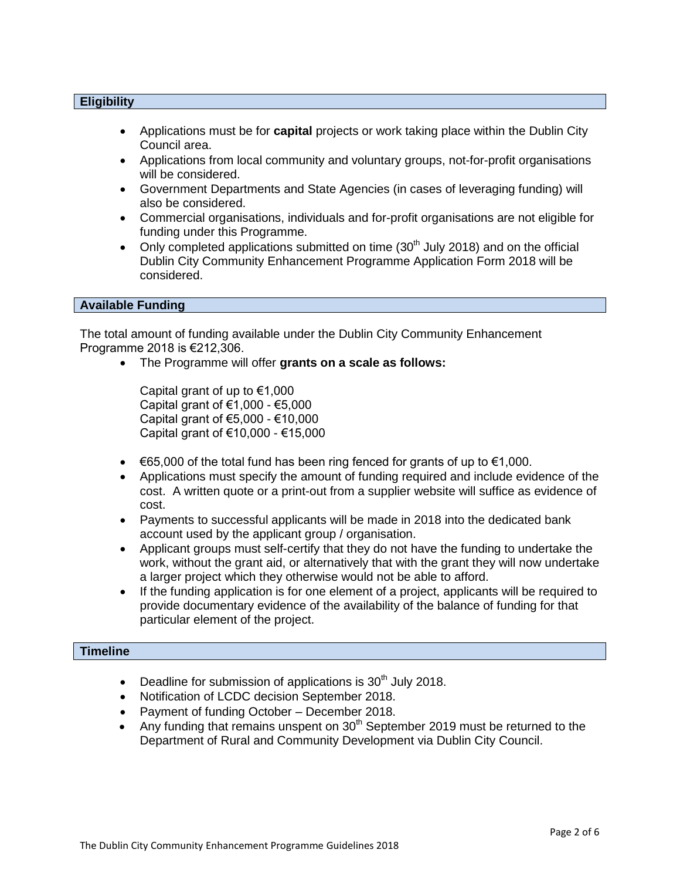## Eligibility

- Applications must be for **capital** projects or work taking place within the Dublin City Council area.
- Applications from local community and voluntary groups, not-for-profit organisations will be considered.
- Government Departments and State Agencies (in cases of leveraging funding) will also be considered.
- Commercial organisations, individuals and for-profit organisations are not eligible for funding under this Programme.
- Only completed applications submitted on time (30th July 2018) and on the official Dublin City Community Enhancement Programme Application Form 2018 will be considered.

## Available Funding

The total amount of funding available under the Dublin City Community Enhancement Programme 2018 is €212,306.

- The Programme will offer **grants on a scale as follows:**

  Capital grant of up to €1,000
  Capital grant of €1,000 - €5,000
  Capital grant of €5,000 - €10,000
  Capital grant of €10,000 - €15,000

- €65,000 of the total fund has been ring fenced for grants of up to €1,000.
- Applications must specify the amount of funding required and include evidence of the cost. A written quote or a print-out from a supplier website will suffice as evidence of cost.
- Payments to successful applicants will be made in 2018 into the dedicated bank account used by the applicant group / organisation.
- Applicant groups must self-certify that they do not have the funding to undertake the work, without the grant aid, or alternatively that with the grant they will now undertake a larger project which they otherwise would not be able to afford.
- If the funding application is for one element of a project, applicants will be required to provide documentary evidence of the availability of the balance of funding for that particular element of the project.

## Timeline

- Deadline for submission of applications is 30th July 2018.
- Notification of LCDC decision September 2018.
- Payment of funding October – December 2018.
- Any funding that remains unspent on 30th September 2019 must be returned to the Department of Rural and Community Development via Dublin City Council.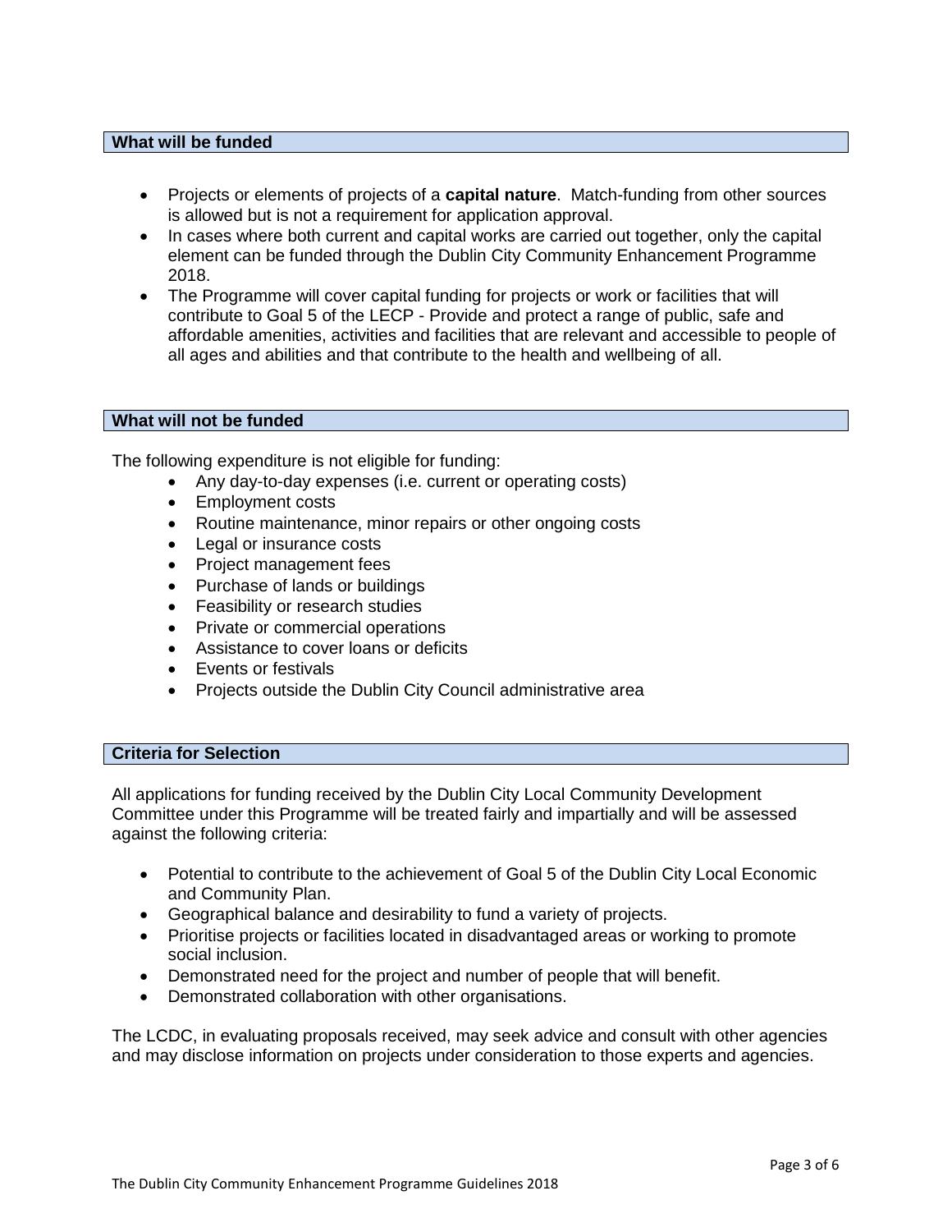## What will be funded

- Projects or elements of projects of a **capital nature**. Match-funding from other sources is allowed but is not a requirement for application approval.
- In cases where both current and capital works are carried out together, only the capital element can be funded through the Dublin City Community Enhancement Programme 2018.
- The Programme will cover capital funding for projects or work or facilities that will contribute to Goal 5 of the LECP - Provide and protect a range of public, safe and affordable amenities, activities and facilities that are relevant and accessible to people of all ages and abilities and that contribute to the health and wellbeing of all.

## What will not be funded

The following expenditure is not eligible for funding:

- Any day-to-day expenses (i.e. current or operating costs)
- Employment costs
- Routine maintenance, minor repairs or other ongoing costs
- Legal or insurance costs
- Project management fees
- Purchase of lands or buildings
- Feasibility or research studies
- Private or commercial operations
- Assistance to cover loans or deficits
- Events or festivals
- Projects outside the Dublin City Council administrative area

## Criteria for Selection

All applications for funding received by the Dublin City Local Community Development Committee under this Programme will be treated fairly and impartially and will be assessed against the following criteria:

- Potential to contribute to the achievement of Goal 5 of the Dublin City Local Economic and Community Plan.
- Geographical balance and desirability to fund a variety of projects.
- Prioritise projects or facilities located in disadvantaged areas or working to promote social inclusion.
- Demonstrated need for the project and number of people that will benefit.
- Demonstrated collaboration with other organisations.

The LCDC, in evaluating proposals received, may seek advice and consult with other agencies and may disclose information on projects under consideration to those experts and agencies.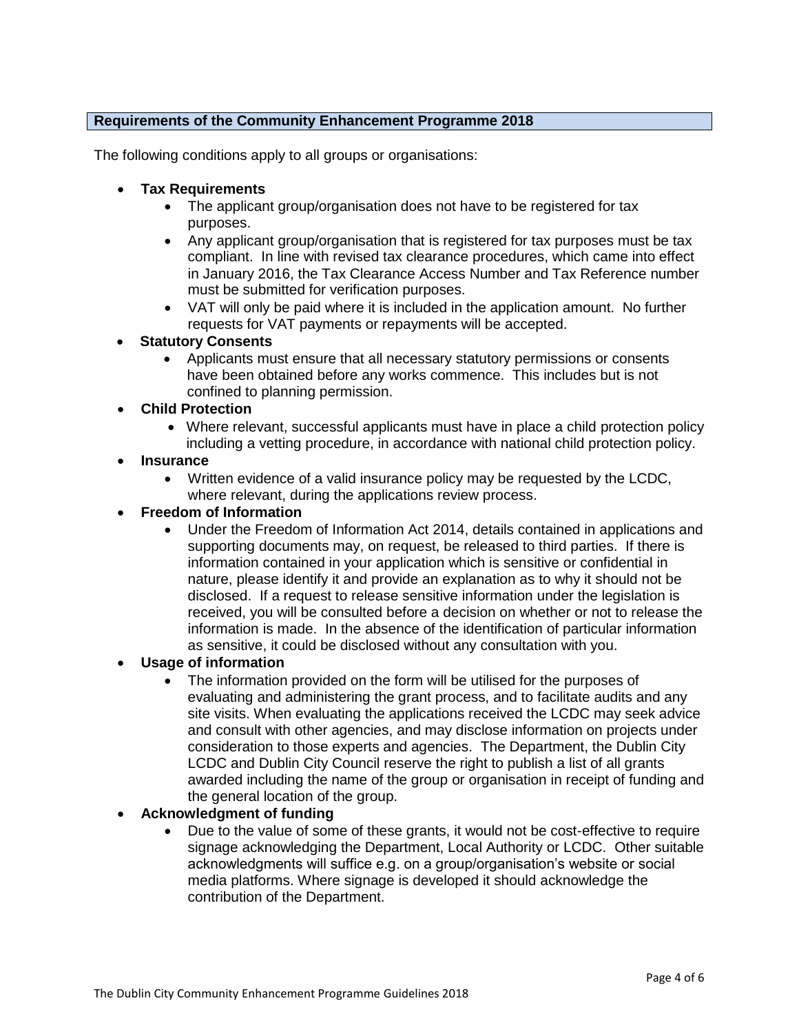## Requirements of the Community Enhancement Programme 2018

The following conditions apply to all groups or organisations:

- **Tax Requirements**
  - The applicant group/organisation does not have to be registered for tax purposes.
  - Any applicant group/organisation that is registered for tax purposes must be tax compliant. In line with revised tax clearance procedures, which came into effect in January 2016, the Tax Clearance Access Number and Tax Reference number must be submitted for verification purposes.
  - VAT will only be paid where it is included in the application amount. No further requests for VAT payments or repayments will be accepted.
- **Statutory Consents**
  - Applicants must ensure that all necessary statutory permissions or consents have been obtained before any works commence. This includes but is not confined to planning permission.
- **Child Protection**
  - Where relevant, successful applicants must have in place a child protection policy including a vetting procedure, in accordance with national child protection policy.
- **Insurance**
  - Written evidence of a valid insurance policy may be requested by the LCDC, where relevant, during the applications review process.
- **Freedom of Information**
  - Under the Freedom of Information Act 2014, details contained in applications and supporting documents may, on request, be released to third parties. If there is information contained in your application which is sensitive or confidential in nature, please identify it and provide an explanation as to why it should not be disclosed. If a request to release sensitive information under the legislation is received, you will be consulted before a decision on whether or not to release the information is made. In the absence of the identification of particular information as sensitive, it could be disclosed without any consultation with you.
- **Usage of information**
  - The information provided on the form will be utilised for the purposes of evaluating and administering the grant process, and to facilitate audits and any site visits. When evaluating the applications received the LCDC may seek advice and consult with other agencies, and may disclose information on projects under consideration to those experts and agencies. The Department, the Dublin City LCDC and Dublin City Council reserve the right to publish a list of all grants awarded including the name of the group or organisation in receipt of funding and the general location of the group.
- **Acknowledgment of funding**
  - Due to the value of some of these grants, it would not be cost-effective to require signage acknowledging the Department, Local Authority or LCDC. Other suitable acknowledgments will suffice e.g. on a group/organisation's website or social media platforms. Where signage is developed it should acknowledge the contribution of the Department.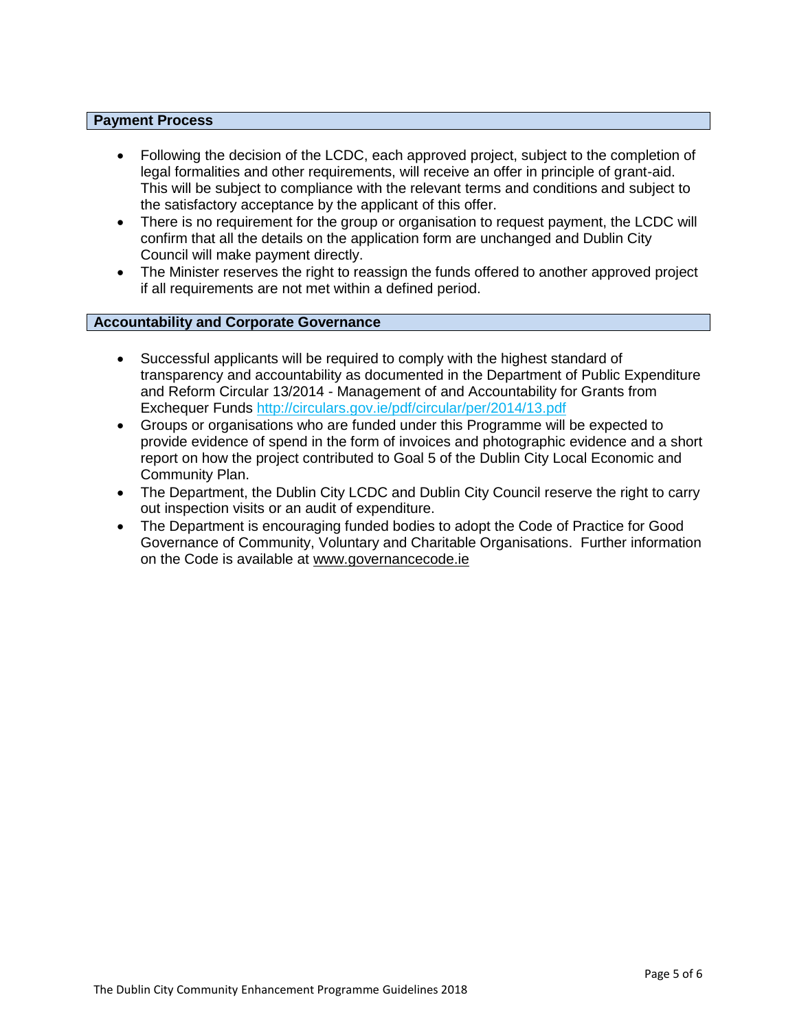## Payment Process

- Following the decision of the LCDC, each approved project, subject to the completion of legal formalities and other requirements, will receive an offer in principle of grant-aid. This will be subject to compliance with the relevant terms and conditions and subject to the satisfactory acceptance by the applicant of this offer.
- There is no requirement for the group or organisation to request payment, the LCDC will confirm that all the details on the application form are unchanged and Dublin City Council will make payment directly.
- The Minister reserves the right to reassign the funds offered to another approved project if all requirements are not met within a defined period.

## Accountability and Corporate Governance

- Successful applicants will be required to comply with the highest standard of transparency and accountability as documented in the Department of Public Expenditure and Reform Circular 13/2014 - Management of and Accountability for Grants from Exchequer Funds http://circulars.gov.ie/pdf/circular/per/2014/13.pdf
- Groups or organisations who are funded under this Programme will be expected to provide evidence of spend in the form of invoices and photographic evidence and a short report on how the project contributed to Goal 5 of the Dublin City Local Economic and Community Plan.
- The Department, the Dublin City LCDC and Dublin City Council reserve the right to carry out inspection visits or an audit of expenditure.
- The Department is encouraging funded bodies to adopt the Code of Practice for Good Governance of Community, Voluntary and Charitable Organisations. Further information on the Code is available at www.governancecode.ie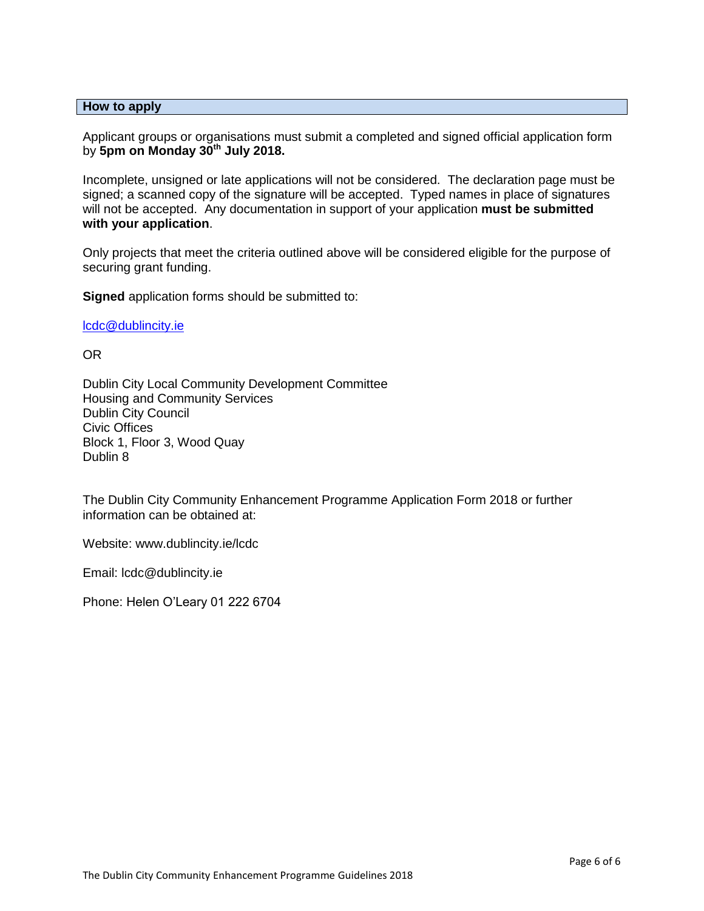## How to apply

Applicant groups or organisations must submit a completed and signed official application form by **5pm on Monday 30th July 2018.**

Incomplete, unsigned or late applications will not be considered. The declaration page must be signed; a scanned copy of the signature will be accepted. Typed names in place of signatures will not be accepted. Any documentation in support of your application **must be submitted with your application**.

Only projects that meet the criteria outlined above will be considered eligible for the purpose of securing grant funding.

**Signed** application forms should be submitted to:

lcdc@dublincity.ie

OR

Dublin City Local Community Development Committee
Housing and Community Services
Dublin City Council
Civic Offices
Block 1, Floor 3, Wood Quay
Dublin 8

The Dublin City Community Enhancement Programme Application Form 2018 or further information can be obtained at:

Website: www.dublincity.ie/lcdc

Email: lcdc@dublincity.ie

Phone: Helen O'Leary 01 222 6704